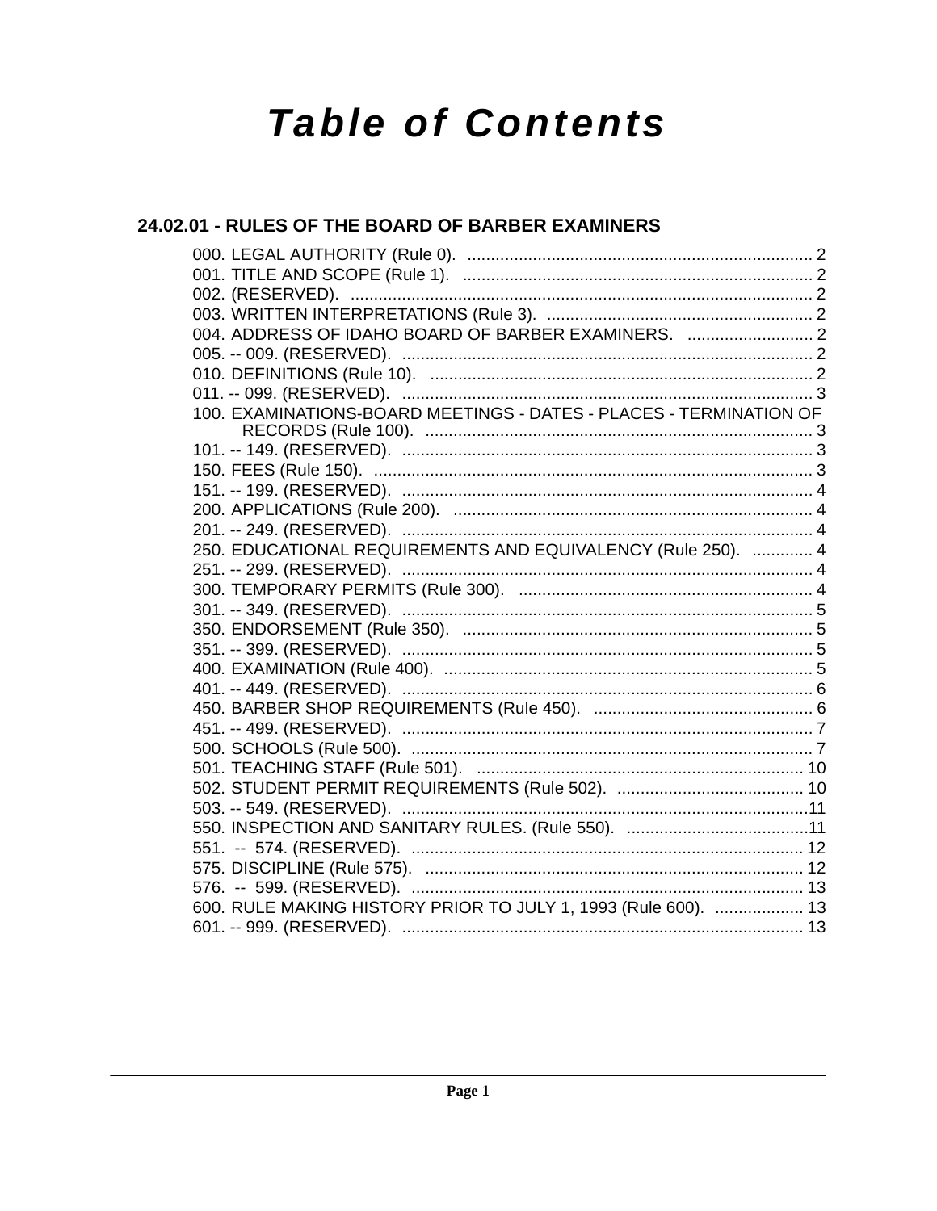# Table of Contents

## 24.02.01 - RULES OF THE BOARD OF BARBER EXAMINERS

000. LEGAL AUTHORITY (Rule 0). .......... 2
001. TITLE AND SCOPE (Rule 1). .......... 2
002. (RESERVED). .......... 2
003. WRITTEN INTERPRETATIONS (Rule 3). .......... 2
004. ADDRESS OF IDAHO BOARD OF BARBER EXAMINERS. .......... 2
005. -- 009. (RESERVED). .......... 2
010. DEFINITIONS (Rule 10). .......... 2
011. -- 099. (RESERVED). .......... 3
100. EXAMINATIONS-BOARD MEETINGS - DATES - PLACES - TERMINATION OF RECORDS (Rule 100). .......... 3
101. -- 149. (RESERVED). .......... 3
150. FEES (Rule 150). .......... 3
151. -- 199. (RESERVED). .......... 4
200. APPLICATIONS (Rule 200). .......... 4
201. -- 249. (RESERVED). .......... 4
250. EDUCATIONAL REQUIREMENTS AND EQUIVALENCY (Rule 250). .......... 4
251. -- 299. (RESERVED). .......... 4
300. TEMPORARY PERMITS (Rule 300). .......... 4
301. -- 349. (RESERVED). .......... 5
350. ENDORSEMENT (Rule 350). .......... 5
351. -- 399. (RESERVED). .......... 5
400. EXAMINATION (Rule 400). .......... 5
401. -- 449. (RESERVED). .......... 6
450. BARBER SHOP REQUIREMENTS (Rule 450). .......... 6
451. -- 499. (RESERVED). .......... 7
500. SCHOOLS (Rule 500). .......... 7
501. TEACHING STAFF (Rule 501). .......... 10
502. STUDENT PERMIT REQUIREMENTS (Rule 502). .......... 10
503. -- 549. (RESERVED). .......... 11
550. INSPECTION AND SANITARY RULES. (Rule 550). .......... 11
551. -- 574. (RESERVED). .......... 12
575. DISCIPLINE (Rule 575). .......... 12
576. -- 599. (RESERVED). .......... 13
600. RULE MAKING HISTORY PRIOR TO JULY 1, 1993 (Rule 600). .......... 13
601. -- 999. (RESERVED). .......... 13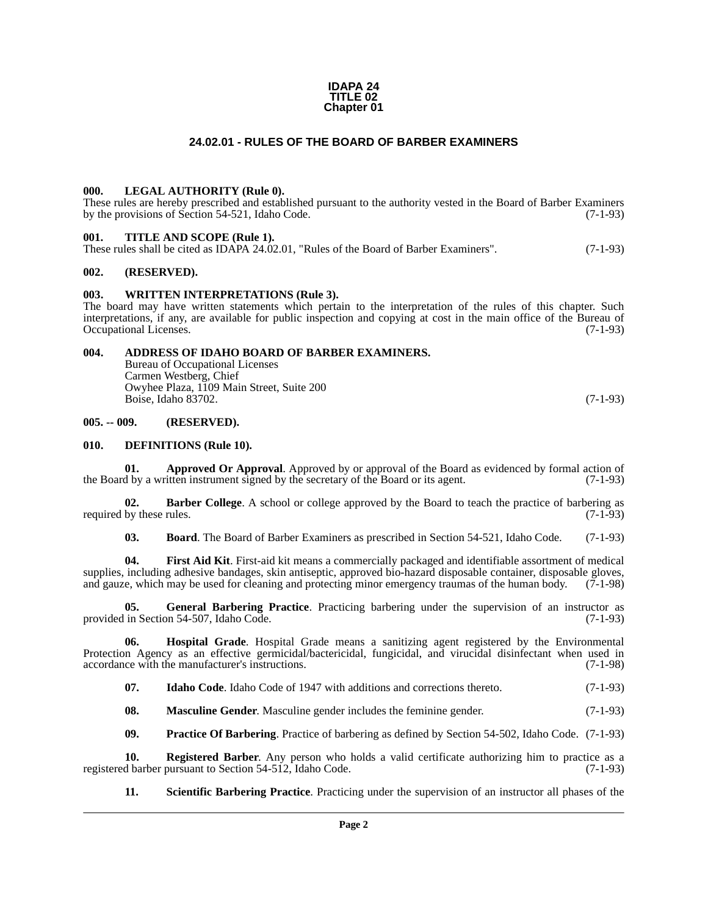**IDAPA 24**
**TITLE 02**
**Chapter 01**

# 24.02.01 - RULES OF THE BOARD OF BARBER EXAMINERS

### 000. LEGAL AUTHORITY (Rule 0).

These rules are hereby prescribed and established pursuant to the authority vested in the Board of Barber Examiners by the provisions of Section 54-521, Idaho Code. (7-1-93)

### 001. TITLE AND SCOPE (Rule 1).

These rules shall be cited as IDAPA 24.02.01, "Rules of the Board of Barber Examiners". (7-1-93)

### 002. (RESERVED).

### 003. WRITTEN INTERPRETATIONS (Rule 3).

The board may have written statements which pertain to the interpretation of the rules of this chapter. Such interpretations, if any, are available for public inspection and copying at cost in the main office of the Bureau of Occupational Licenses. (7-1-93)

### 004. ADDRESS OF IDAHO BOARD OF BARBER EXAMINERS.

Bureau of Occupational Licenses
Carmen Westberg, Chief
Owyhee Plaza, 1109 Main Street, Suite 200
Boise, Idaho 83702. (7-1-93)

### 005. -- 009. (RESERVED).

### 010. DEFINITIONS (Rule 10).

**01. Approved Or Approval**. Approved by or approval of the Board as evidenced by formal action of the Board by a written instrument signed by the secretary of the Board or its agent. (7-1-93)

**02. Barber College**. A school or college approved by the Board to teach the practice of barbering as required by these rules. (7-1-93)

**03. Board**. The Board of Barber Examiners as prescribed in Section 54-521, Idaho Code. (7-1-93)

**04. First Aid Kit**. First-aid kit means a commercially packaged and identifiable assortment of medical supplies, including adhesive bandages, skin antiseptic, approved bio-hazard disposable container, disposable gloves, and gauze, which may be used for cleaning and protecting minor emergency traumas of the human body. (7-1-98)

**05. General Barbering Practice**. Practicing barbering under the supervision of an instructor as provided in Section 54-507, Idaho Code. (7-1-93)

**06. Hospital Grade**. Hospital Grade means a sanitizing agent registered by the Environmental Protection Agency as an effective germicidal/bactericidal, fungicidal, and virucidal disinfectant when used in accordance with the manufacturer's instructions. (7-1-98)

**07. Idaho Code**. Idaho Code of 1947 with additions and corrections thereto. (7-1-93)

**08. Masculine Gender**. Masculine gender includes the feminine gender. (7-1-93)

**09. Practice Of Barbering**. Practice of barbering as defined by Section 54-502, Idaho Code. (7-1-93)

**10. Registered Barber**. Any person who holds a valid certificate authorizing him to practice as a registered barber pursuant to Section 54-512, Idaho Code. (7-1-93)

**11. Scientific Barbering Practice**. Practicing under the supervision of an instructor all phases of the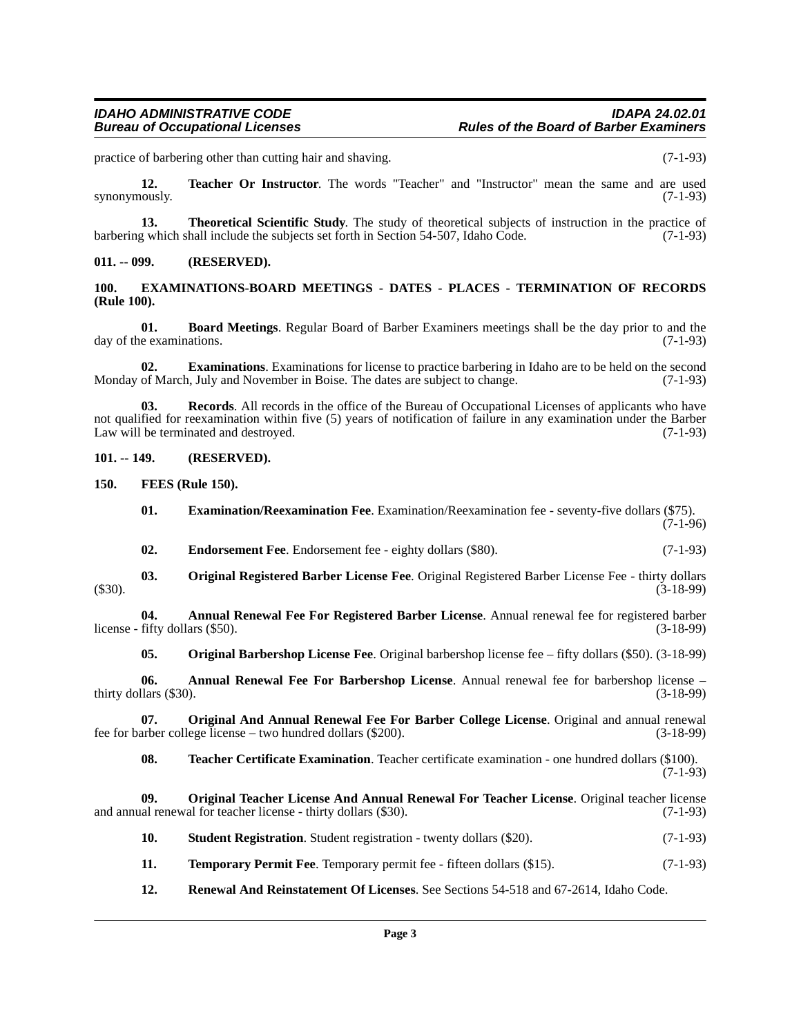practice of barbering other than cutting hair and shaving. (7-1-93)

**12. Teacher Or Instructor**. The words "Teacher" and "Instructor" mean the same and are used synonymously. (7-1-93)

**13. Theoretical Scientific Study**. The study of theoretical subjects of instruction in the practice of barbering which shall include the subjects set forth in Section 54-507, Idaho Code. (7-1-93)

**011. -- 099. (RESERVED).**

**100. EXAMINATIONS-BOARD MEETINGS - DATES - PLACES - TERMINATION OF RECORDS (Rule 100).**

**01. Board Meetings**. Regular Board of Barber Examiners meetings shall be the day prior to and the day of the examinations. (7-1-93)

**02. Examinations**. Examinations for license to practice barbering in Idaho are to be held on the second Monday of March, July and November in Boise. The dates are subject to change. (7-1-93)

**03. Records**. All records in the office of the Bureau of Occupational Licenses of applicants who have not qualified for reexamination within five (5) years of notification of failure in any examination under the Barber Law will be terminated and destroyed. (7-1-93)

**101. -- 149. (RESERVED).**

**150. FEES (Rule 150).**

**01. Examination/Reexamination Fee**. Examination/Reexamination fee - seventy-five dollars ($75). (7-1-96)

**02. Endorsement Fee**. Endorsement fee - eighty dollars ($80). (7-1-93)

**03. Original Registered Barber License Fee**. Original Registered Barber License Fee - thirty dollars ($30). (3-18-99)

**04. Annual Renewal Fee For Registered Barber License**. Annual renewal fee for registered barber license - fifty dollars ($50). (3-18-99)

**05. Original Barbershop License Fee**. Original barbershop license fee – fifty dollars ($50). (3-18-99)

**06. Annual Renewal Fee For Barbershop License**. Annual renewal fee for barbershop license – thirty dollars ($30). (3-18-99)

**07. Original And Annual Renewal Fee For Barber College License**. Original and annual renewal fee for barber college license – two hundred dollars ($200). (3-18-99)

**08. Teacher Certificate Examination**. Teacher certificate examination - one hundred dollars ($100). (7-1-93)

**09. Original Teacher License And Annual Renewal For Teacher License**. Original teacher license and annual renewal for teacher license - thirty dollars ($30). (7-1-93)

**10. Student Registration**. Student registration - twenty dollars ($20). (7-1-93)

**11. Temporary Permit Fee**. Temporary permit fee - fifteen dollars ($15). (7-1-93)

**12. Renewal And Reinstatement Of Licenses**. See Sections 54-518 and 67-2614, Idaho Code.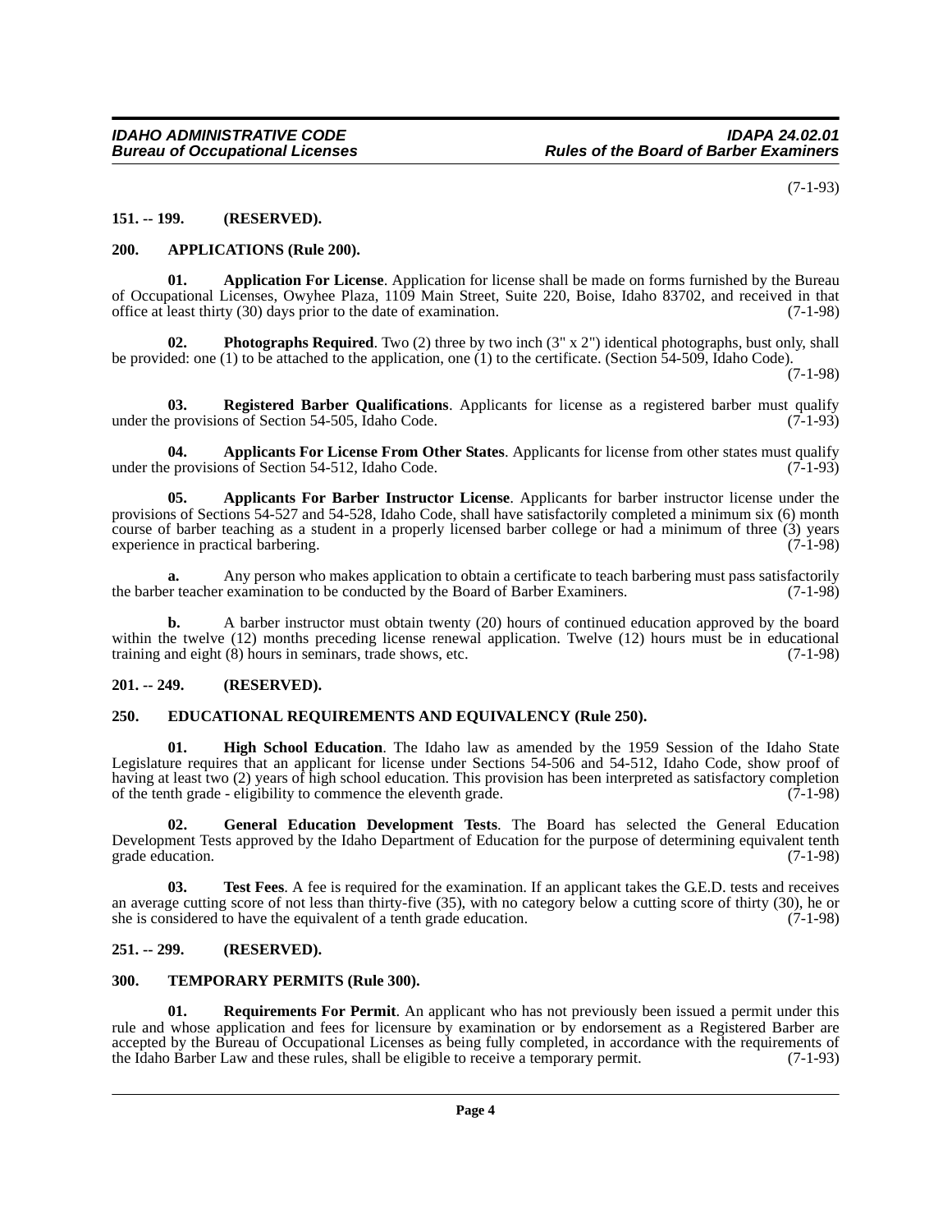(7-1-93)

### 151. -- 199. (RESERVED).

### 200. APPLICATIONS (Rule 200).

**01. Application For License**. Application for license shall be made on forms furnished by the Bureau of Occupational Licenses, Owyhee Plaza, 1109 Main Street, Suite 220, Boise, Idaho 83702, and received in that office at least thirty (30) days prior to the date of examination. (7-1-98)

**02. Photographs Required**. Two (2) three by two inch (3" x 2") identical photographs, bust only, shall be provided: one (1) to be attached to the application, one (1) to the certificate. (Section 54-509, Idaho Code). (7-1-98)

**03. Registered Barber Qualifications**. Applicants for license as a registered barber must qualify under the provisions of Section 54-505, Idaho Code. (7-1-93)

**04. Applicants For License From Other States**. Applicants for license from other states must qualify under the provisions of Section 54-512, Idaho Code. (7-1-93)

**05. Applicants For Barber Instructor License**. Applicants for barber instructor license under the provisions of Sections 54-527 and 54-528, Idaho Code, shall have satisfactorily completed a minimum six (6) month course of barber teaching as a student in a properly licensed barber college or had a minimum of three (3) years experience in practical barbering. (7-1-98)

**a.** Any person who makes application to obtain a certificate to teach barbering must pass satisfactorily the barber teacher examination to be conducted by the Board of Barber Examiners. (7-1-98)

**b.** A barber instructor must obtain twenty (20) hours of continued education approved by the board within the twelve (12) months preceding license renewal application. Twelve (12) hours must be in educational training and eight (8) hours in seminars, trade shows, etc. (7-1-98)

### 201. -- 249. (RESERVED).

### 250. EDUCATIONAL REQUIREMENTS AND EQUIVALENCY (Rule 250).

**01. High School Education**. The Idaho law as amended by the 1959 Session of the Idaho State Legislature requires that an applicant for license under Sections 54-506 and 54-512, Idaho Code, show proof of having at least two (2) years of high school education. This provision has been interpreted as satisfactory completion of the tenth grade - eligibility to commence the eleventh grade. (7-1-98)

**02. General Education Development Tests**. The Board has selected the General Education Development Tests approved by the Idaho Department of Education for the purpose of determining equivalent tenth grade education. (7-1-98)

**03. Test Fees**. A fee is required for the examination. If an applicant takes the G.E.D. tests and receives an average cutting score of not less than thirty-five (35), with no category below a cutting score of thirty (30), he or she is considered to have the equivalent of a tenth grade education. (7-1-98)

### 251. -- 299. (RESERVED).

### 300. TEMPORARY PERMITS (Rule 300).

**01. Requirements For Permit**. An applicant who has not previously been issued a permit under this rule and whose application and fees for licensure by examination or by endorsement as a Registered Barber are accepted by the Bureau of Occupational Licenses as being fully completed, in accordance with the requirements of the Idaho Barber Law and these rules, shall be eligible to receive a temporary permit. (7-1-93)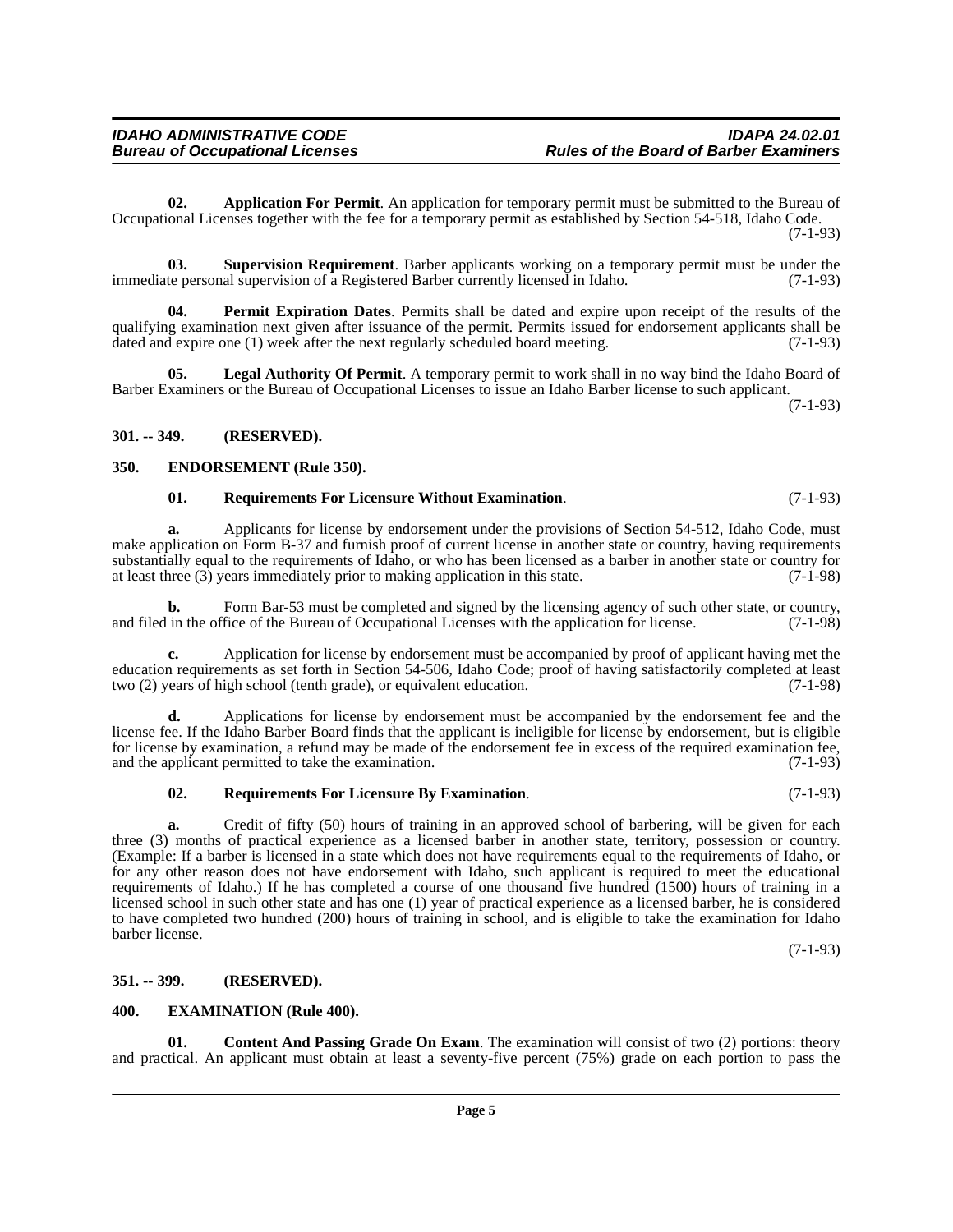**02. Application For Permit**. An application for temporary permit must be submitted to the Bureau of Occupational Licenses together with the fee for a temporary permit as established by Section 54-518, Idaho Code. (7-1-93)

**03. Supervision Requirement**. Barber applicants working on a temporary permit must be under the immediate personal supervision of a Registered Barber currently licensed in Idaho. (7-1-93)

**04. Permit Expiration Dates**. Permits shall be dated and expire upon receipt of the results of the qualifying examination next given after issuance of the permit. Permits issued for endorsement applicants shall be dated and expire one (1) week after the next regularly scheduled board meeting. (7-1-93)

**05. Legal Authority Of Permit**. A temporary permit to work shall in no way bind the Idaho Board of Barber Examiners or the Bureau of Occupational Licenses to issue an Idaho Barber license to such applicant. (7-1-93)

## 301. -- 349. (RESERVED).

## 350. ENDORSEMENT (Rule 350).

**01. Requirements For Licensure Without Examination**. (7-1-93)

**a.** Applicants for license by endorsement under the provisions of Section 54-512, Idaho Code, must make application on Form B-37 and furnish proof of current license in another state or country, having requirements substantially equal to the requirements of Idaho, or who has been licensed as a barber in another state or country for at least three (3) years immediately prior to making application in this state. (7-1-98)

**b.** Form Bar-53 must be completed and signed by the licensing agency of such other state, or country, and filed in the office of the Bureau of Occupational Licenses with the application for license. (7-1-98)

**c.** Application for license by endorsement must be accompanied by proof of applicant having met the education requirements as set forth in Section 54-506, Idaho Code; proof of having satisfactorily completed at least two (2) years of high school (tenth grade), or equivalent education. (7-1-98)

**d.** Applications for license by endorsement must be accompanied by the endorsement fee and the license fee. If the Idaho Barber Board finds that the applicant is ineligible for license by endorsement, but is eligible for license by examination, a refund may be made of the endorsement fee in excess of the required examination fee, and the applicant permitted to take the examination. (7-1-93)

**02. Requirements For Licensure By Examination**. (7-1-93)

**a.** Credit of fifty (50) hours of training in an approved school of barbering, will be given for each three (3) months of practical experience as a licensed barber in another state, territory, possession or country. (Example: If a barber is licensed in a state which does not have requirements equal to the requirements of Idaho, or for any other reason does not have endorsement with Idaho, such applicant is required to meet the educational requirements of Idaho.) If he has completed a course of one thousand five hundred (1500) hours of training in a licensed school in such other state and has one (1) year of practical experience as a licensed barber, he is considered to have completed two hundred (200) hours of training in school, and is eligible to take the examination for Idaho barber license.

(7-1-93)

## 351. -- 399. (RESERVED).

## 400. EXAMINATION (Rule 400).

**01. Content And Passing Grade On Exam**. The examination will consist of two (2) portions: theory and practical. An applicant must obtain at least a seventy-five percent (75%) grade on each portion to pass the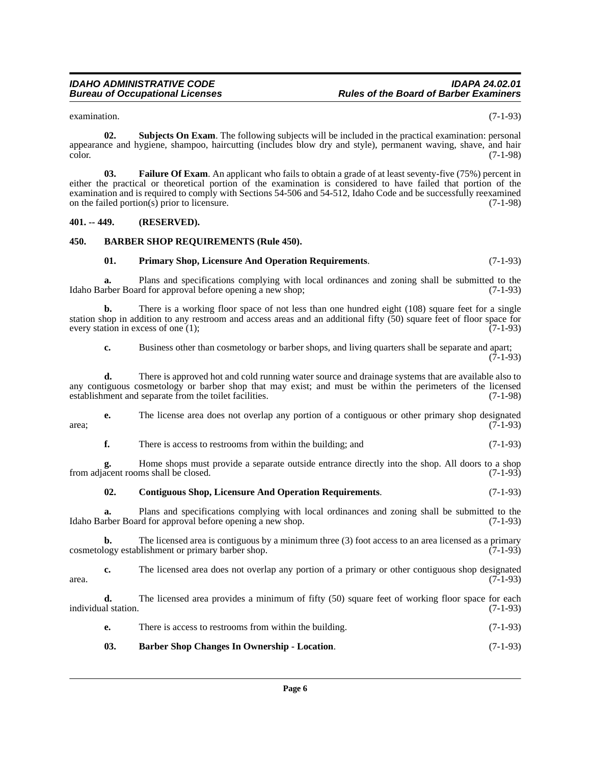examination. (7-1-93)

**02. Subjects On Exam**. The following subjects will be included in the practical examination: personal appearance and hygiene, shampoo, haircutting (includes blow dry and style), permanent waving, shave, and hair color. (7-1-98)

**03. Failure Of Exam**. An applicant who fails to obtain a grade of at least seventy-five (75%) percent in either the practical or theoretical portion of the examination is considered to have failed that portion of the examination and is required to comply with Sections 54-506 and 54-512, Idaho Code and be successfully reexamined on the failed portion(s) prior to licensure. (7-1-98)

## 401. -- 449. (RESERVED).

## 450. BARBER SHOP REQUIREMENTS (Rule 450).

**01. Primary Shop, Licensure And Operation Requirements**. (7-1-93)

**a.** Plans and specifications complying with local ordinances and zoning shall be submitted to the Idaho Barber Board for approval before opening a new shop; (7-1-93)

**b.** There is a working floor space of not less than one hundred eight (108) square feet for a single station shop in addition to any restroom and access areas and an additional fifty (50) square feet of floor space for every station in excess of one (1); (7-1-93)

**c.** Business other than cosmetology or barber shops, and living quarters shall be separate and apart; (7-1-93)

**d.** There is approved hot and cold running water source and drainage systems that are available also to any contiguous cosmetology or barber shop that may exist; and must be within the perimeters of the licensed establishment and separate from the toilet facilities. (7-1-98)

**e.** The license area does not overlap any portion of a contiguous or other primary shop designated area; (7-1-93)

**f.** There is access to restrooms from within the building; and (7-1-93)

**g.** Home shops must provide a separate outside entrance directly into the shop. All doors to a shop from adjacent rooms shall be closed. (7-1-93)

**02. Contiguous Shop, Licensure And Operation Requirements**. (7-1-93)

**a.** Plans and specifications complying with local ordinances and zoning shall be submitted to the Idaho Barber Board for approval before opening a new shop. (7-1-93)

**b.** The licensed area is contiguous by a minimum three (3) foot access to an area licensed as a primary cosmetology establishment or primary barber shop. (7-1-93)

**c.** The licensed area does not overlap any portion of a primary or other contiguous shop designated area. (7-1-93)

**d.** The licensed area provides a minimum of fifty (50) square feet of working floor space for each individual station. (7-1-93)

**e.** There is access to restrooms from within the building. (7-1-93)

**03. Barber Shop Changes In Ownership - Location**. (7-1-93)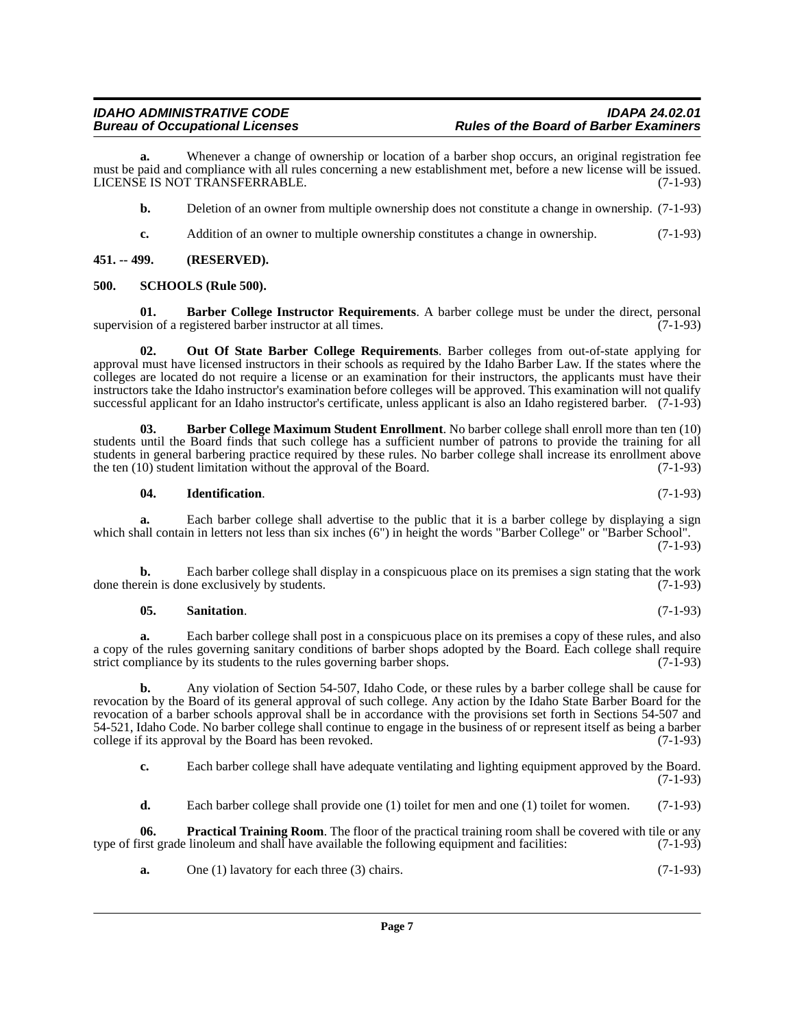**a.** Whenever a change of ownership or location of a barber shop occurs, an original registration fee must be paid and compliance with all rules concerning a new establishment met, before a new license will be issued. LICENSE IS NOT TRANSFERRABLE. (7-1-93)

**b.** Deletion of an owner from multiple ownership does not constitute a change in ownership. (7-1-93)

**c.** Addition of an owner to multiple ownership constitutes a change in ownership. (7-1-93)

### 451. -- 499. (RESERVED).

### 500. SCHOOLS (Rule 500).

**01. Barber College Instructor Requirements**. A barber college must be under the direct, personal supervision of a registered barber instructor at all times. (7-1-93)

**02. Out Of State Barber College Requirements**. Barber colleges from out-of-state applying for approval must have licensed instructors in their schools as required by the Idaho Barber Law. If the states where the colleges are located do not require a license or an examination for their instructors, the applicants must have their instructors take the Idaho instructor's examination before colleges will be approved. This examination will not qualify successful applicant for an Idaho instructor's certificate, unless applicant is also an Idaho registered barber. (7-1-93)

**03. Barber College Maximum Student Enrollment**. No barber college shall enroll more than ten (10) students until the Board finds that such college has a sufficient number of patrons to provide the training for all students in general barbering practice required by these rules. No barber college shall increase its enrollment above the ten (10) student limitation without the approval of the Board. (7-1-93)

**04. Identification**. (7-1-93)

**a.** Each barber college shall advertise to the public that it is a barber college by displaying a sign which shall contain in letters not less than six inches (6") in height the words "Barber College" or "Barber School". (7-1-93)

**b.** Each barber college shall display in a conspicuous place on its premises a sign stating that the work done therein is done exclusively by students. (7-1-93)

**05. Sanitation**. (7-1-93)

**a.** Each barber college shall post in a conspicuous place on its premises a copy of these rules, and also a copy of the rules governing sanitary conditions of barber shops adopted by the Board. Each college shall require strict compliance by its students to the rules governing barber shops. (7-1-93)

**b.** Any violation of Section 54-507, Idaho Code, or these rules by a barber college shall be cause for revocation by the Board of its general approval of such college. Any action by the Idaho State Barber Board for the revocation of a barber schools approval shall be in accordance with the provisions set forth in Sections 54-507 and 54-521, Idaho Code. No barber college shall continue to engage in the business of or represent itself as being a barber college if its approval by the Board has been revoked. (7-1-93)

**c.** Each barber college shall have adequate ventilating and lighting equipment approved by the Board. (7-1-93)

**d.** Each barber college shall provide one (1) toilet for men and one (1) toilet for women. (7-1-93)

**06. Practical Training Room**. The floor of the practical training room shall be covered with tile or any type of first grade linoleum and shall have available the following equipment and facilities: (7-1-93)

**a.** One (1) lavatory for each three (3) chairs. (7-1-93)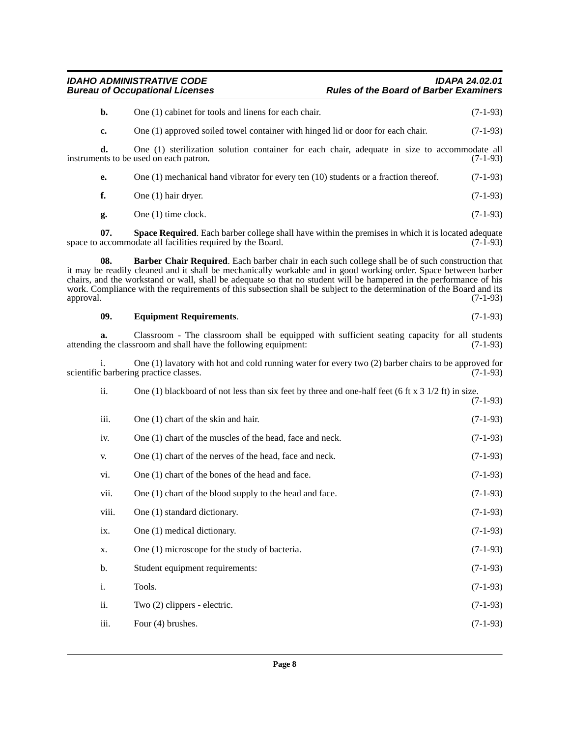**b.** One (1) cabinet for tools and linens for each chair. (7-1-93)

**c.** One (1) approved soiled towel container with hinged lid or door for each chair. (7-1-93)

**d.** One (1) sterilization solution container for each chair, adequate in size to accommodate all instruments to be used on each patron. (7-1-93)

**e.** One (1) mechanical hand vibrator for every ten (10) students or a fraction thereof. (7-1-93)

**f.** One (1) hair dryer. (7-1-93)

**g.** One (1) time clock. (7-1-93)

**07. Space Required**. Each barber college shall have within the premises in which it is located adequate space to accommodate all facilities required by the Board. (7-1-93)

**08. Barber Chair Required**. Each barber chair in each such college shall be of such construction that it may be readily cleaned and it shall be mechanically workable and in good working order. Space between barber chairs, and the workstand or wall, shall be adequate so that no student will be hampered in the performance of his work. Compliance with the requirements of this subsection shall be subject to the determination of the Board and its approval. (7-1-93)

**09. Equipment Requirements**. (7-1-93)

**a.** Classroom - The classroom shall be equipped with sufficient seating capacity for all students attending the classroom and shall have the following equipment: (7-1-93)

i. One (1) lavatory with hot and cold running water for every two (2) barber chairs to be approved for scientific barbering practice classes. (7-1-93)

ii. One (1) blackboard of not less than six feet by three and one-half feet (6 ft x 3 1/2 ft) in size. (7-1-93)

iii. One (1) chart of the skin and hair. (7-1-93)

iv. One (1) chart of the muscles of the head, face and neck. (7-1-93)

v. One (1) chart of the nerves of the head, face and neck. (7-1-93)

vi. One (1) chart of the bones of the head and face. (7-1-93)

vii. One (1) chart of the blood supply to the head and face. (7-1-93)

viii. One (1) standard dictionary. (7-1-93)

ix. One (1) medical dictionary. (7-1-93)

x. One (1) microscope for the study of bacteria. (7-1-93)

b. Student equipment requirements: (7-1-93)

i. Tools. (7-1-93)

ii. Two (2) clippers - electric. (7-1-93)

iii. Four (4) brushes. (7-1-93)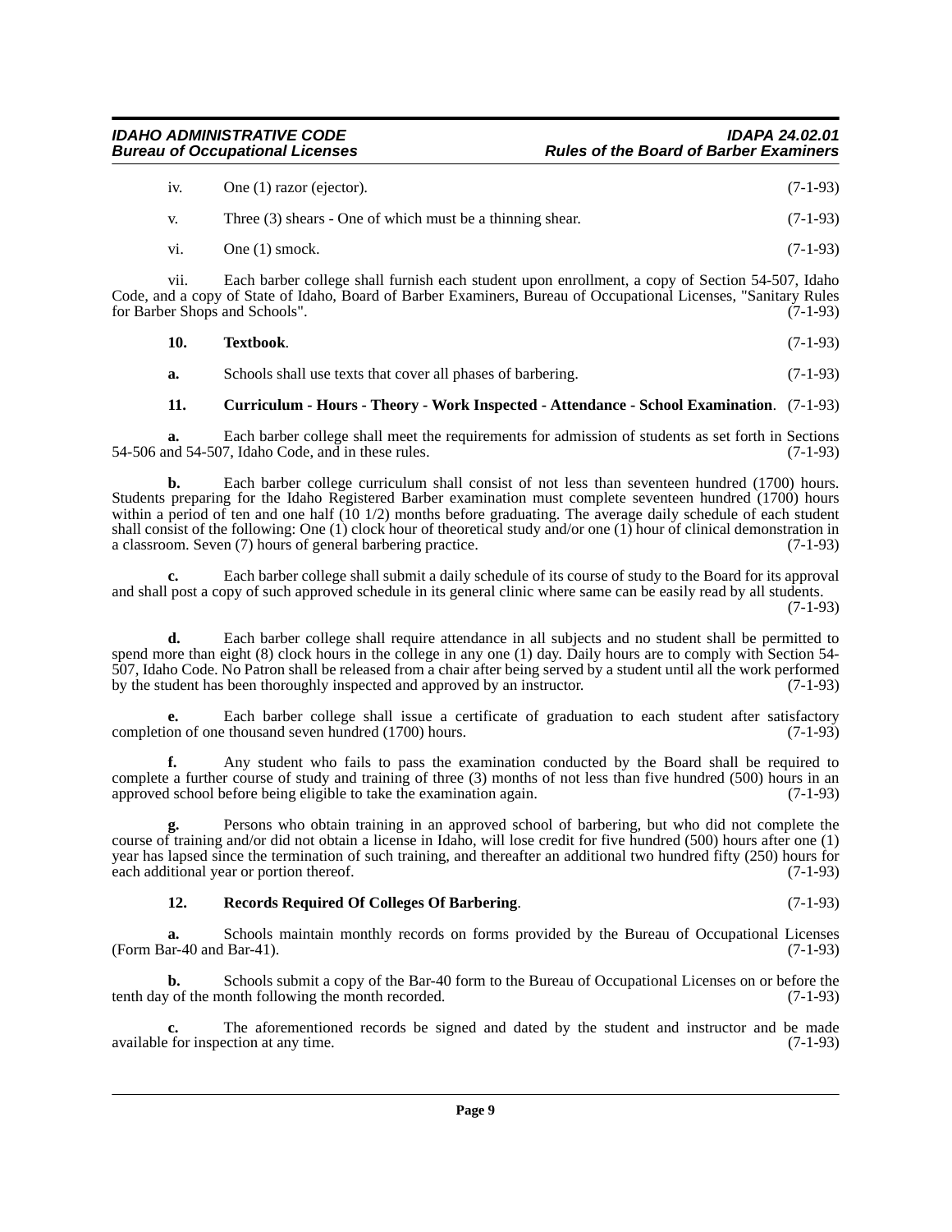iv. One (1) razor (ejector). (7-1-93)

v. Three (3) shears - One of which must be a thinning shear. (7-1-93)

vi. One (1) smock. (7-1-93)

vii. Each barber college shall furnish each student upon enrollment, a copy of Section 54-507, Idaho Code, and a copy of State of Idaho, Board of Barber Examiners, Bureau of Occupational Licenses, "Sanitary Rules for Barber Shops and Schools". (7-1-93)

**10. Textbook**. (7-1-93)

**a.** Schools shall use texts that cover all phases of barbering. (7-1-93)

**11. Curriculum - Hours - Theory - Work Inspected - Attendance - School Examination**. (7-1-93)

**a.** Each barber college shall meet the requirements for admission of students as set forth in Sections 54-506 and 54-507, Idaho Code, and in these rules. (7-1-93)

**b.** Each barber college curriculum shall consist of not less than seventeen hundred (1700) hours. Students preparing for the Idaho Registered Barber examination must complete seventeen hundred (1700) hours within a period of ten and one half (10 1/2) months before graduating. The average daily schedule of each student shall consist of the following: One (1) clock hour of theoretical study and/or one (1) hour of clinical demonstration in a classroom. Seven (7) hours of general barbering practice. (7-1-93)

**c.** Each barber college shall submit a daily schedule of its course of study to the Board for its approval and shall post a copy of such approved schedule in its general clinic where same can be easily read by all students. (7-1-93)

**d.** Each barber college shall require attendance in all subjects and no student shall be permitted to spend more than eight (8) clock hours in the college in any one (1) day. Daily hours are to comply with Section 54-507, Idaho Code. No Patron shall be released from a chair after being served by a student until all the work performed by the student has been thoroughly inspected and approved by an instructor. (7-1-93)

**e.** Each barber college shall issue a certificate of graduation to each student after satisfactory completion of one thousand seven hundred (1700) hours. (7-1-93)

**f.** Any student who fails to pass the examination conducted by the Board shall be required to complete a further course of study and training of three (3) months of not less than five hundred (500) hours in an approved school before being eligible to take the examination again. (7-1-93)

**g.** Persons who obtain training in an approved school of barbering, but who did not complete the course of training and/or did not obtain a license in Idaho, will lose credit for five hundred (500) hours after one (1) year has lapsed since the termination of such training, and thereafter an additional two hundred fifty (250) hours for each additional year or portion thereof. (7-1-93)

**12. Records Required Of Colleges Of Barbering**. (7-1-93)

**a.** Schools maintain monthly records on forms provided by the Bureau of Occupational Licenses (Form Bar-40 and Bar-41). (7-1-93)

**b.** Schools submit a copy of the Bar-40 form to the Bureau of Occupational Licenses on or before the tenth day of the month following the month recorded. (7-1-93)

**c.** The aforementioned records be signed and dated by the student and instructor and be made available for inspection at any time. (7-1-93)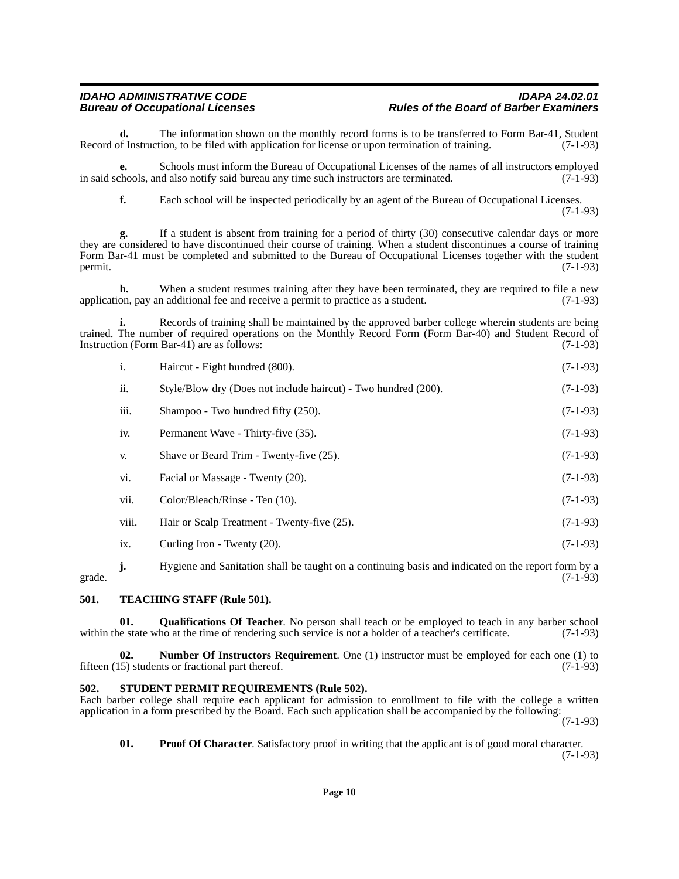**d.** The information shown on the monthly record forms is to be transferred to Form Bar-41, Student Record of Instruction, to be filed with application for license or upon termination of training. (7-1-93)

**e.** Schools must inform the Bureau of Occupational Licenses of the names of all instructors employed in said schools, and also notify said bureau any time such instructors are terminated. (7-1-93)

**f.** Each school will be inspected periodically by an agent of the Bureau of Occupational Licenses. (7-1-93)

**g.** If a student is absent from training for a period of thirty (30) consecutive calendar days or more they are considered to have discontinued their course of training. When a student discontinues a course of training Form Bar-41 must be completed and submitted to the Bureau of Occupational Licenses together with the student permit. (7-1-93)

**h.** When a student resumes training after they have been terminated, they are required to file a new application, pay an additional fee and receive a permit to practice as a student. (7-1-93)

**i.** Records of training shall be maintained by the approved barber college wherein students are being trained. The number of required operations on the Monthly Record Form (Form Bar-40) and Student Record of Instruction (Form Bar-41) are as follows: (7-1-93)

i. Haircut - Eight hundred (800). (7-1-93)

ii. Style/Blow dry (Does not include haircut) - Two hundred (200). (7-1-93)

iii. Shampoo - Two hundred fifty (250). (7-1-93)

iv. Permanent Wave - Thirty-five (35). (7-1-93)

v. Shave or Beard Trim - Twenty-five (25). (7-1-93)

vi. Facial or Massage - Twenty (20). (7-1-93)

vii. Color/Bleach/Rinse - Ten (10). (7-1-93)

viii. Hair or Scalp Treatment - Twenty-five (25). (7-1-93)

ix. Curling Iron - Twenty (20). (7-1-93)

**j.** Hygiene and Sanitation shall be taught on a continuing basis and indicated on the report form by a grade. (7-1-93)

## 501. TEACHING STAFF (Rule 501).

**01. Qualifications Of Teacher**. No person shall teach or be employed to teach in any barber school within the state who at the time of rendering such service is not a holder of a teacher's certificate. (7-1-93)

**02. Number Of Instructors Requirement**. One (1) instructor must be employed for each one (1) to fifteen (15) students or fractional part thereof. (7-1-93)

## 502. STUDENT PERMIT REQUIREMENTS (Rule 502).

Each barber college shall require each applicant for admission to enrollment to file with the college a written application in a form prescribed by the Board. Each such application shall be accompanied by the following: (7-1-93)

**01. Proof Of Character**. Satisfactory proof in writing that the applicant is of good moral character. (7-1-93)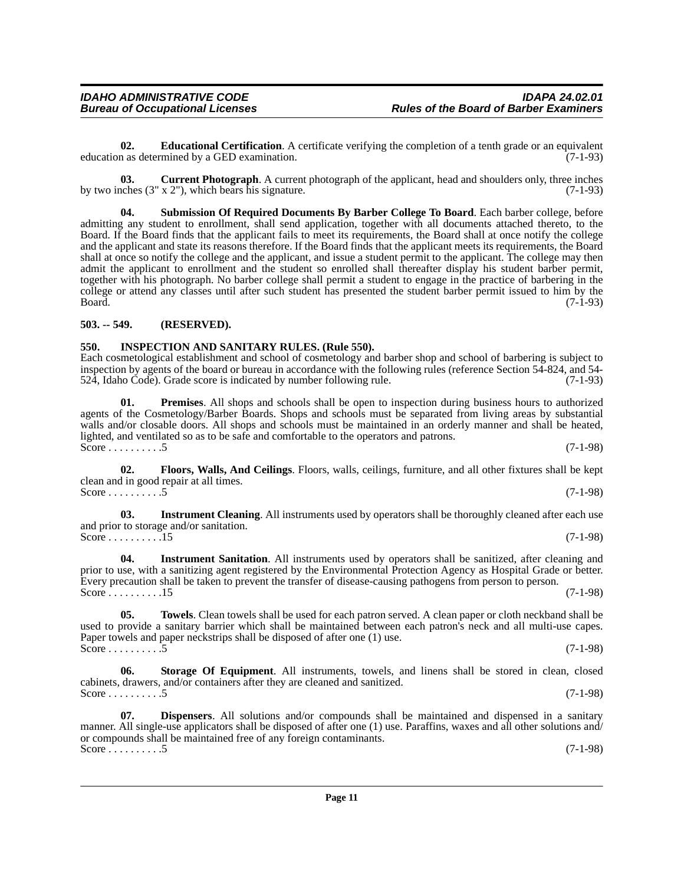**02. Educational Certification**. A certificate verifying the completion of a tenth grade or an equivalent education as determined by a GED examination. (7-1-93)

**03. Current Photograph**. A current photograph of the applicant, head and shoulders only, three inches by two inches (3" x 2"), which bears his signature. (7-1-93)

**04. Submission Of Required Documents By Barber College To Board**. Each barber college, before admitting any student to enrollment, shall send application, together with all documents attached thereto, to the Board. If the Board finds that the applicant fails to meet its requirements, the Board shall at once notify the college and the applicant and state its reasons therefore. If the Board finds that the applicant meets its requirements, the Board shall at once so notify the college and the applicant, and issue a student permit to the applicant. The college may then admit the applicant to enrollment and the student so enrolled shall thereafter display his student barber permit, together with his photograph. No barber college shall permit a student to engage in the practice of barbering in the college or attend any classes until after such student has presented the student barber permit issued to him by the Board. (7-1-93)

## 503. -- 549. (RESERVED).

## 550. INSPECTION AND SANITARY RULES. (Rule 550).

Each cosmetological establishment and school of cosmetology and barber shop and school of barbering is subject to inspection by agents of the board or bureau in accordance with the following rules (reference Section 54-824, and 54-524, Idaho Code). Grade score is indicated by number following rule. (7-1-93)

**01. Premises**. All shops and schools shall be open to inspection during business hours to authorized agents of the Cosmetology/Barber Boards. Shops and schools must be separated from living areas by substantial walls and/or closable doors. All shops and schools must be maintained in an orderly manner and shall be heated, lighted, and ventilated so as to be safe and comfortable to the operators and patrons.
Score . . . . . . . . . .5 (7-1-98)

**02. Floors, Walls, And Ceilings**. Floors, walls, ceilings, furniture, and all other fixtures shall be kept clean and in good repair at all times.
Score . . . . . . . . . .5 (7-1-98)

**03. Instrument Cleaning**. All instruments used by operators shall be thoroughly cleaned after each use and prior to storage and/or sanitation.
Score . . . . . . . . . .15 (7-1-98)

**04. Instrument Sanitation**. All instruments used by operators shall be sanitized, after cleaning and prior to use, with a sanitizing agent registered by the Environmental Protection Agency as Hospital Grade or better. Every precaution shall be taken to prevent the transfer of disease-causing pathogens from person to person.
Score . . . . . . . . . .15 (7-1-98)

**05. Towels**. Clean towels shall be used for each patron served. A clean paper or cloth neckband shall be used to provide a sanitary barrier which shall be maintained between each patron's neck and all multi-use capes. Paper towels and paper neckstrips shall be disposed of after one (1) use.
Score . . . . . . . . . .5 (7-1-98)

**06. Storage Of Equipment**. All instruments, towels, and linens shall be stored in clean, closed cabinets, drawers, and/or containers after they are cleaned and sanitized.
Score . . . . . . . . . .5 (7-1-98)

**07. Dispensers**. All solutions and/or compounds shall be maintained and dispensed in a sanitary manner. All single-use applicators shall be disposed of after one (1) use. Paraffins, waxes and all other solutions and/or compounds shall be maintained free of any foreign contaminants.
Score . . . . . . . . . .5 (7-1-98)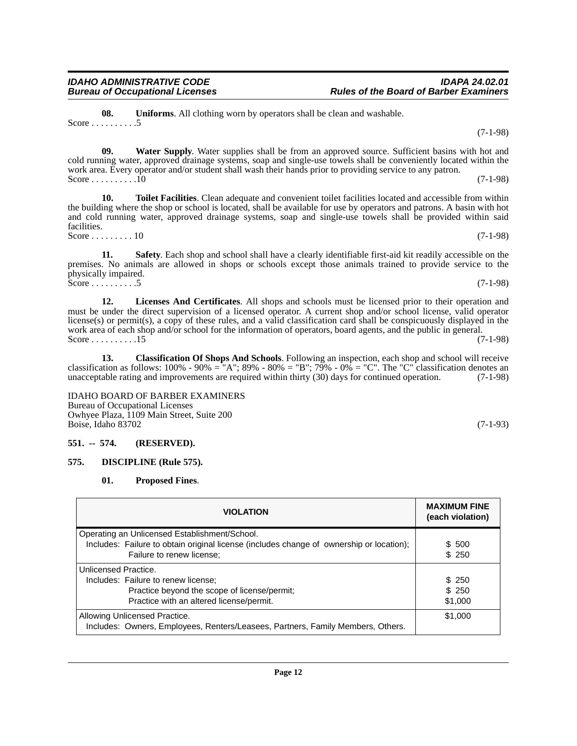**08. Uniforms**. All clothing worn by operators shall be clean and washable.
Score . . . . . . . . . .5 (7-1-98)

**09. Water Supply**. Water supplies shall be from an approved source. Sufficient basins with hot and cold running water, approved drainage systems, soap and single-use towels shall be conveniently located within the work area. Every operator and/or student shall wash their hands prior to providing service to any patron.
Score . . . . . . . . . .10 (7-1-98)

**10. Toilet Facilities**. Clean adequate and convenient toilet facilities located and accessible from within the building where the shop or school is located, shall be available for use by operators and patrons. A basin with hot and cold running water, approved drainage systems, soap and single-use towels shall be provided within said facilities.
Score . . . . . . . . . 10 (7-1-98)

**11. Safety**. Each shop and school shall have a clearly identifiable first-aid kit readily accessible on the premises. No animals are allowed in shops or schools except those animals trained to provide service to the physically impaired.
Score . . . . . . . . . .5 (7-1-98)

**12. Licenses And Certificates**. All shops and schools must be licensed prior to their operation and must be under the direct supervision of a licensed operator. A current shop and/or school license, valid operator license(s) or permit(s), a copy of these rules, and a valid classification card shall be conspicuously displayed in the work area of each shop and/or school for the information of operators, board agents, and the public in general.
Score . . . . . . . . . .15 (7-1-98)

**13. Classification Of Shops And Schools**. Following an inspection, each shop and school will receive classification as follows: 100% - 90% = "A"; 89% - 80% = "B"; 79% - 0% = "C". The "C" classification denotes an unacceptable rating and improvements are required within thirty (30) days for continued operation. (7-1-98)

IDAHO BOARD OF BARBER EXAMINERS
Bureau of Occupational Licenses
Owhyee Plaza, 1109 Main Street, Suite 200
Boise, Idaho 83702 (7-1-93)

**551. -- 574. (RESERVED).**

**575. DISCIPLINE (Rule 575).**

**01. Proposed Fines**.

| VIOLATION | MAXIMUM FINE (each violation) |
|---|---|
| Operating an Unlicensed Establishment/School.<br>Includes: Failure to obtain original license (includes change of ownership or location);<br>Failure to renew license; | <br>$ 500<br>$ 250 |
| Unlicensed Practice.<br>Includes: Failure to renew license;<br>Practice beyond the scope of license/permit;<br>Practice with an altered license/permit. | <br>$ 250<br>$ 250<br>$1,000 |
| Allowing Unlicensed Practice.<br>Includes: Owners, Employees, Renters/Leasees, Partners, Family Members, Others. | $1,000 |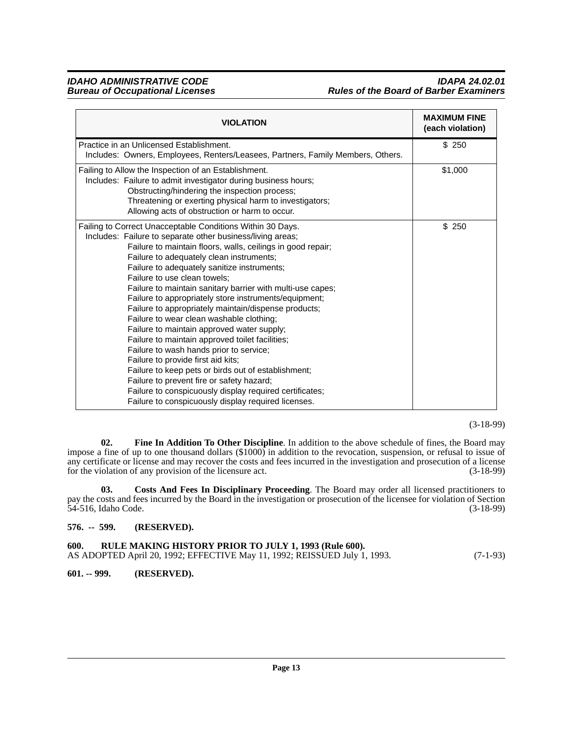| VIOLATION | MAXIMUM FINE (each violation) |
| --- | --- |
| Practice in an Unlicensed Establishment.<br>Includes: Owners, Employees, Renters/Leasees, Partners, Family Members, Others. | $ 250 |
| Failing to Allow the Inspection of an Establishment.<br>Includes: Failure to admit investigator during business hours;<br>Obstructing/hindering the inspection process;<br>Threatening or exerting physical harm to investigators;<br>Allowing acts of obstruction or harm to occur. | $1,000 |
| Failing to Correct Unacceptable Conditions Within 30 Days.<br>Includes: Failure to separate other business/living areas;<br>Failure to maintain floors, walls, ceilings in good repair;<br>Failure to adequately clean instruments;<br>Failure to adequately sanitize instruments;<br>Failure to use clean towels;<br>Failure to maintain sanitary barrier with multi-use capes;<br>Failure to appropriately store instruments/equipment;<br>Failure to appropriately maintain/dispense products;<br>Failure to wear clean washable clothing;<br>Failure to maintain approved water supply;<br>Failure to maintain approved toilet facilities;<br>Failure to wash hands prior to service;<br>Failure to provide first aid kits;<br>Failure to keep pets or birds out of establishment;<br>Failure to prevent fire or safety hazard;<br>Failure to conspicuously display required certificates;<br>Failure to conspicuously display required licenses. | $ 250 |

(3-18-99)

**02. Fine In Addition To Other Discipline**. In addition to the above schedule of fines, the Board may impose a fine of up to one thousand dollars ($1000) in addition to the revocation, suspension, or refusal to issue of any certificate or license and may recover the costs and fees incurred in the investigation and prosecution of a license for the violation of any provision of the licensure act. (3-18-99)

**03. Costs And Fees In Disciplinary Proceeding**. The Board may order all licensed practitioners to pay the costs and fees incurred by the Board in the investigation or prosecution of the licensee for violation of Section 54-516, Idaho Code. (3-18-99)

**576. -- 599. (RESERVED).**

**600. RULE MAKING HISTORY PRIOR TO JULY 1, 1993 (Rule 600).**
AS ADOPTED April 20, 1992; EFFECTIVE May 11, 1992; REISSUED July 1, 1993. (7-1-93)

**601. -- 999. (RESERVED).**